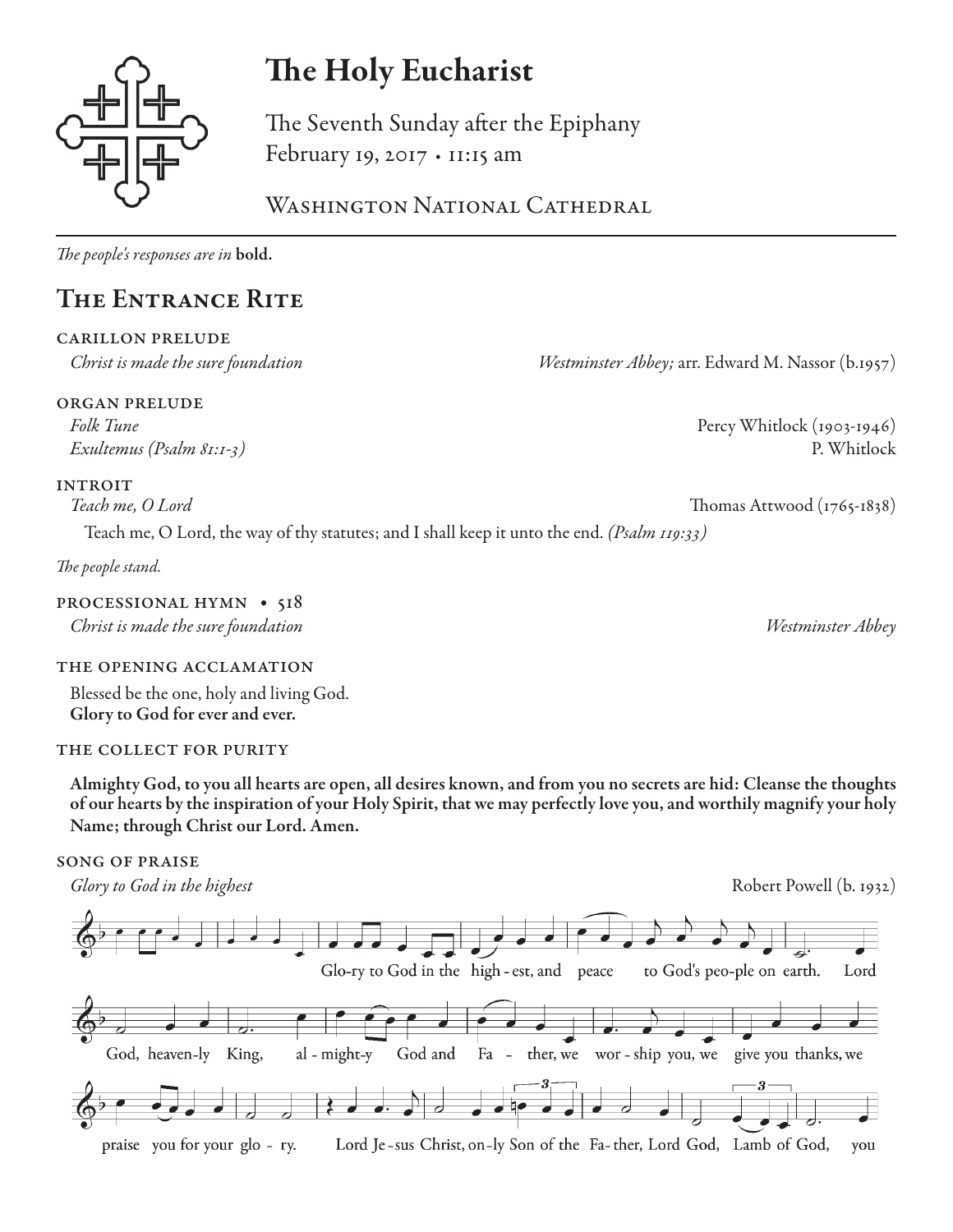# The Holy Eucharist

The Seventh Sunday after the Epiphany
February 19, 2017 • 11:15 am

Washington National Cathedral

*The people's responses are in* **bold.**

## The Entrance Rite

### carillon prelude

*Christ is made the sure foundation* — *Westminster Abbey;* arr. Edward M. Nassor (b.1957)

### organ prelude

*Folk Tune* — Percy Whitlock (1903-1946)
*Exultemus (Psalm 81:1-3)* — P. Whitlock

### introit

*Teach me, O Lord* — Thomas Attwood (1765-1838)

Teach me, O Lord, the way of thy statutes; and I shall keep it unto the end. *(Psalm 119:33)*

*The people stand.*

### processional hymn • 518

*Christ is made the sure foundation* — *Westminster Abbey*

### the opening acclamation

Blessed be the one, holy and living God.
**Glory to God for ever and ever.**

### the collect for purity

**Almighty God, to you all hearts are open, all desires known, and from you no secrets are hid: Cleanse the thoughts of our hearts by the inspiration of your Holy Spirit, that we may perfectly love you, and worthily magnify your holy Name; through Christ our Lord. Amen.**

### song of praise

*Glory to God in the highest* — Robert Powell (b. 1932)

Glo-ry to God in the high-est, and peace to God's peo-ple on earth. Lord God, heaven-ly King, al-might-y God and Fa-ther, we wor-ship you, we give you thanks, we praise you for your glo-ry. Lord Je-sus Christ, on-ly Son of the Fa-ther, Lord God, Lamb of God, you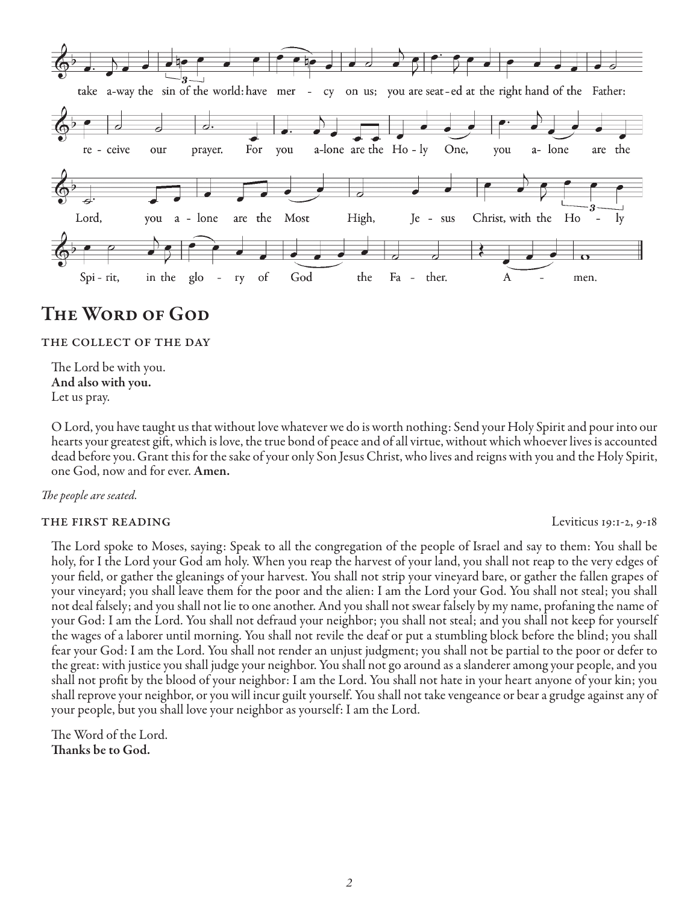take a-way the sin of the world: have mer - cy on us; you are seat-ed at the right hand of the Father:

re - ceive our prayer. For you a-lone are the Ho - ly One, you a- lone are the

Lord, you a - lone are the Most High, Je - sus Christ, with the Ho - ly

Spi - rit, in the glo - ry of God the Fa - ther. A - men.

# The Word of God

## THE COLLECT OF THE DAY

The Lord be with you.
**And also with you.**
Let us pray.

O Lord, you have taught us that without love whatever we do is worth nothing: Send your Holy Spirit and pour into our hearts your greatest gift, which is love, the true bond of peace and of all virtue, without which whoever lives is accounted dead before you. Grant this for the sake of your only Son Jesus Christ, who lives and reigns with you and the Holy Spirit, one God, now and for ever. **Amen.**

*The people are seated.*

## THE FIRST READING

Leviticus 19:1-2, 9-18

The Lord spoke to Moses, saying: Speak to all the congregation of the people of Israel and say to them: You shall be holy, for I the Lord your God am holy. When you reap the harvest of your land, you shall not reap to the very edges of your field, or gather the gleanings of your harvest. You shall not strip your vineyard bare, or gather the fallen grapes of your vineyard; you shall leave them for the poor and the alien: I am the Lord your God. You shall not steal; you shall not deal falsely; and you shall not lie to one another. And you shall not swear falsely by my name, profaning the name of your God: I am the Lord. You shall not defraud your neighbor; you shall not steal; and you shall not keep for yourself the wages of a laborer until morning. You shall not revile the deaf or put a stumbling block before the blind; you shall fear your God: I am the Lord. You shall not render an unjust judgment; you shall not be partial to the poor or defer to the great: with justice you shall judge your neighbor. You shall not go around as a slanderer among your people, and you shall not profit by the blood of your neighbor: I am the Lord. You shall not hate in your heart anyone of your kin; you shall reprove your neighbor, or you will incur guilt yourself. You shall not take vengeance or bear a grudge against any of your people, but you shall love your neighbor as yourself: I am the Lord.

The Word of the Lord.
**Thanks be to God.**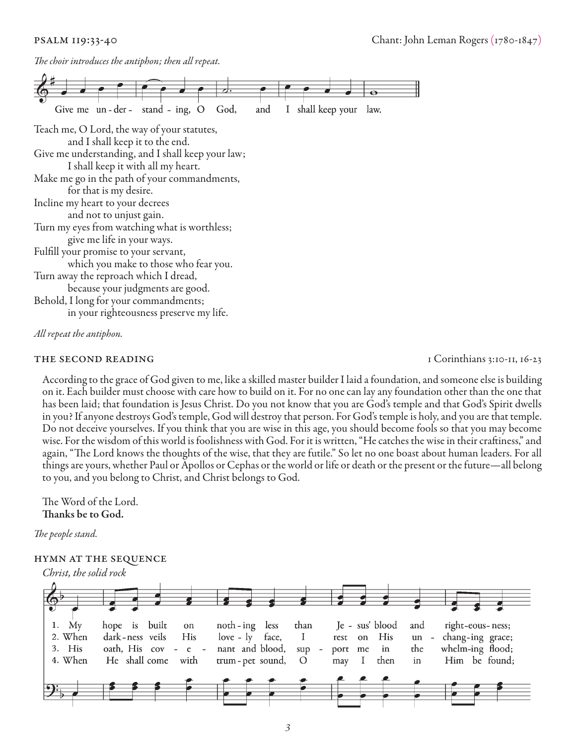## PSALM 119:33-40

Chant: John Leman Rogers (1780-1847)

*The choir introduces the antiphon; then all repeat.*

Give me understanding, O God, and I shall keep your law.

Teach me, O Lord, the way of your statutes,
    and I shall keep it to the end.
Give me understanding, and I shall keep your law;
    I shall keep it with all my heart.
Make me go in the path of your commandments,
    for that is my desire.
Incline my heart to your decrees
    and not to unjust gain.
Turn my eyes from watching what is worthless;
    give me life in your ways.
Fulfill your promise to your servant,
    which you make to those who fear you.
Turn away the reproach which I dread,
    because your judgments are good.
Behold, I long for your commandments;
    in your righteousness preserve my life.

*All repeat the antiphon.*

## THE SECOND READING

1 Corinthians 3:10-11, 16-23

According to the grace of God given to me, like a skilled master builder I laid a foundation, and someone else is building on it. Each builder must choose with care how to build on it. For no one can lay any foundation other than the one that has been laid; that foundation is Jesus Christ. Do you not know that you are God's temple and that God's Spirit dwells in you? If anyone destroys God's temple, God will destroy that person. For God's temple is holy, and you are that temple. Do not deceive yourselves. If you think that you are wise in this age, you should become fools so that you may become wise. For the wisdom of this world is foolishness with God. For it is written, "He catches the wise in their craftiness," and again, "The Lord knows the thoughts of the wise, that they are futile." So let no one boast about human leaders. For all things are yours, whether Paul or Apollos or Cephas or the world or life or death or the present or the future—all belong to you, and you belong to Christ, and Christ belongs to God.

The Word of the Lord.
**Thanks be to God.**

*The people stand.*

## HYMN AT THE SEQUENCE

*Christ, the solid rock*

1. My hope is built on nothing less than Jesus' blood and righteousness;
2. When darkness veils His lovely face, I rest on His unchanging grace;
3. His oath, His covenant and blood, support me in the whelming flood;
4. When He shall come with trumpet sound, O may I then in Him be found;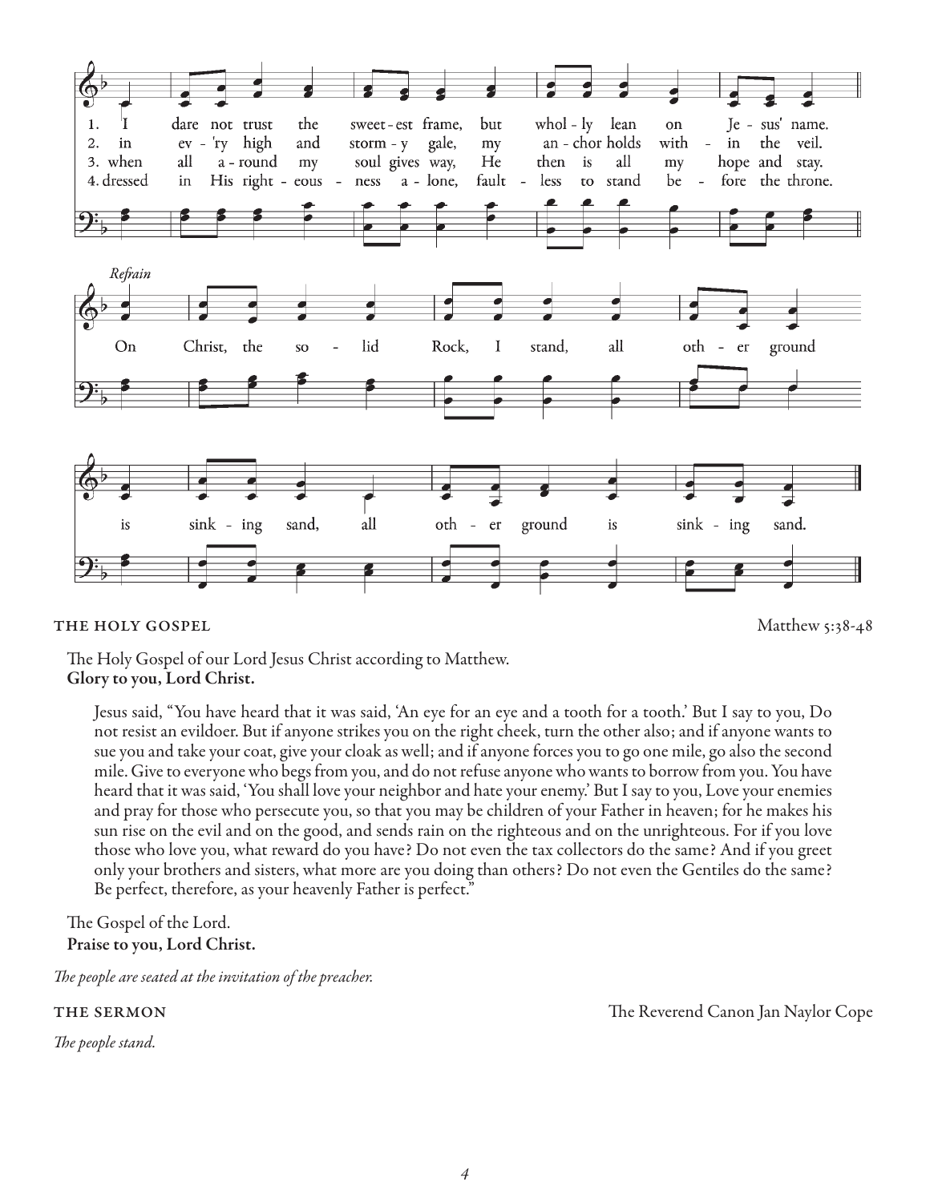1. I dare not trust the sweet-est frame, but whol-ly lean on Je-sus' name.
2. in ev-'ry high and storm-y gale, my an-chor holds with-in the veil.
3. when all a-round my soul gives way, He then is all my hope and stay.
4. dressed in His right-eous-ness a-lone, fault-less to stand be-fore the throne.

*Refrain*

On Christ, the so-lid Rock, I stand, all oth-er ground is sink-ing sand, all oth-er ground is sink-ing sand.

**THE HOLY GOSPEL** Matthew 5:38-48

The Holy Gospel of our Lord Jesus Christ according to Matthew.
**Glory to you, Lord Christ.**

Jesus said, "You have heard that it was said, 'An eye for an eye and a tooth for a tooth.' But I say to you, Do not resist an evildoer. But if anyone strikes you on the right cheek, turn the other also; and if anyone wants to sue you and take your coat, give your cloak as well; and if anyone forces you to go one mile, go also the second mile. Give to everyone who begs from you, and do not refuse anyone who wants to borrow from you. You have heard that it was said, 'You shall love your neighbor and hate your enemy.' But I say to you, Love your enemies and pray for those who persecute you, so that you may be children of your Father in heaven; for he makes his sun rise on the evil and on the good, and sends rain on the righteous and on the unrighteous. For if you love those who love you, what reward do you have? Do not even the tax collectors do the same? And if you greet only your brothers and sisters, what more are you doing than others? Do not even the Gentiles do the same? Be perfect, therefore, as your heavenly Father is perfect."

The Gospel of the Lord.
**Praise to you, Lord Christ.**

*The people are seated at the invitation of the preacher.*

**THE SERMON** The Reverend Canon Jan Naylor Cope

*The people stand.*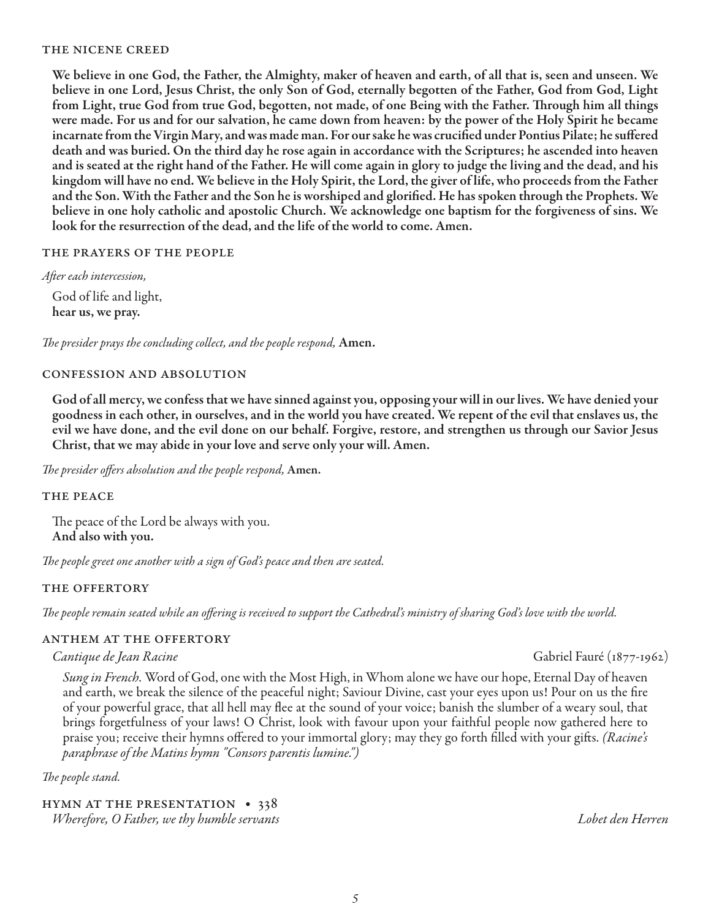### THE NICENE CREED

**We believe in one God, the Father, the Almighty, maker of heaven and earth, of all that is, seen and unseen. We believe in one Lord, Jesus Christ, the only Son of God, eternally begotten of the Father, God from God, Light from Light, true God from true God, begotten, not made, of one Being with the Father. Through him all things were made. For us and for our salvation, he came down from heaven: by the power of the Holy Spirit he became incarnate from the Virgin Mary, and was made man. For our sake he was crucified under Pontius Pilate; he suffered death and was buried. On the third day he rose again in accordance with the Scriptures; he ascended into heaven and is seated at the right hand of the Father. He will come again in glory to judge the living and the dead, and his kingdom will have no end. We believe in the Holy Spirit, the Lord, the giver of life, who proceeds from the Father and the Son. With the Father and the Son he is worshiped and glorified. He has spoken through the Prophets. We believe in one holy catholic and apostolic Church. We acknowledge one baptism for the forgiveness of sins. We look for the resurrection of the dead, and the life of the world to come. Amen.**

### THE PRAYERS OF THE PEOPLE

*After each intercession,*

God of life and light,
**hear us, we pray.**

*The presider prays the concluding collect, and the people respond,* **Amen.**

### CONFESSION AND ABSOLUTION

**God of all mercy, we confess that we have sinned against you, opposing your will in our lives. We have denied your goodness in each other, in ourselves, and in the world you have created. We repent of the evil that enslaves us, the evil we have done, and the evil done on our behalf. Forgive, restore, and strengthen us through our Savior Jesus Christ, that we may abide in your love and serve only your will. Amen.**

*The presider offers absolution and the people respond,* **Amen.**

### THE PEACE

The peace of the Lord be always with you.
**And also with you.**

*The people greet one another with a sign of God's peace and then are seated.*

### THE OFFERTORY

*The people remain seated while an offering is received to support the Cathedral's ministry of sharing God's love with the world.*

### ANTHEM AT THE OFFERTORY

*Cantique de Jean Racine* — Gabriel Fauré (1877-1962)

*Sung in French.* Word of God, one with the Most High, in Whom alone we have our hope, Eternal Day of heaven and earth, we break the silence of the peaceful night; Saviour Divine, cast your eyes upon us! Pour on us the fire of your powerful grace, that all hell may flee at the sound of your voice; banish the slumber of a weary soul, that brings forgetfulness of your laws! O Christ, look with favour upon your faithful people now gathered here to praise you; receive their hymns offered to your immortal glory; may they go forth filled with your gifts. *(Racine's paraphrase of the Matins hymn "Consors parentis lumine.")*

*The people stand.*

### HYMN AT THE PRESENTATION • 338

*Wherefore, O Father, we thy humble servants* — *Lobet den Herren*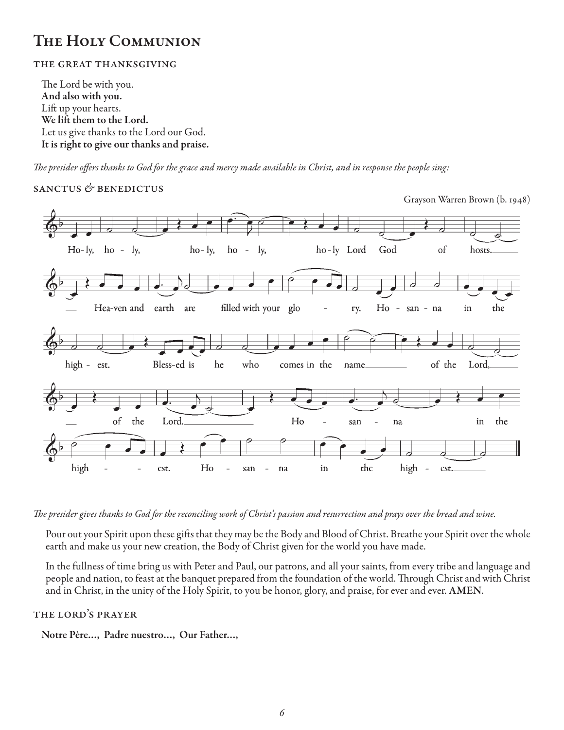# The Holy Communion

## the great thanksgiving

The Lord be with you.
**And also with you.**
Lift up your hearts.
**We lift them to the Lord.**
Let us give thanks to the Lord our God.
**It is right to give our thanks and praise.**

*The presider offers thanks to God for the grace and mercy made available in Christ, and in response the people sing:*

## sanctus & benedictus

Grayson Warren Brown (b. 1948)

Ho-ly, ho - ly, ho-ly, ho - ly, ho-ly Lord God of hosts. Hea-ven and earth are filled with your glo - ry. Ho - san - na in the high - est. Bless-ed is he who comes in the name of the Lord, of the Lord. Ho - san - na in the high - - est. Ho - san - na in the high - est.

*The presider gives thanks to God for the reconciling work of Christ's passion and resurrection and prays over the bread and wine.*

Pour out your Spirit upon these gifts that they may be the Body and Blood of Christ. Breathe your Spirit over the whole earth and make us your new creation, the Body of Christ given for the world you have made.

In the fullness of time bring us with Peter and Paul, our patrons, and all your saints, from every tribe and language and people and nation, to feast at the banquet prepared from the foundation of the world. Through Christ and with Christ and in Christ, in the unity of the Holy Spirit, to you be honor, glory, and praise, for ever and ever. **AMEN**.

## the lord's prayer

**Notre Père…, Padre nuestro…, Our Father…,**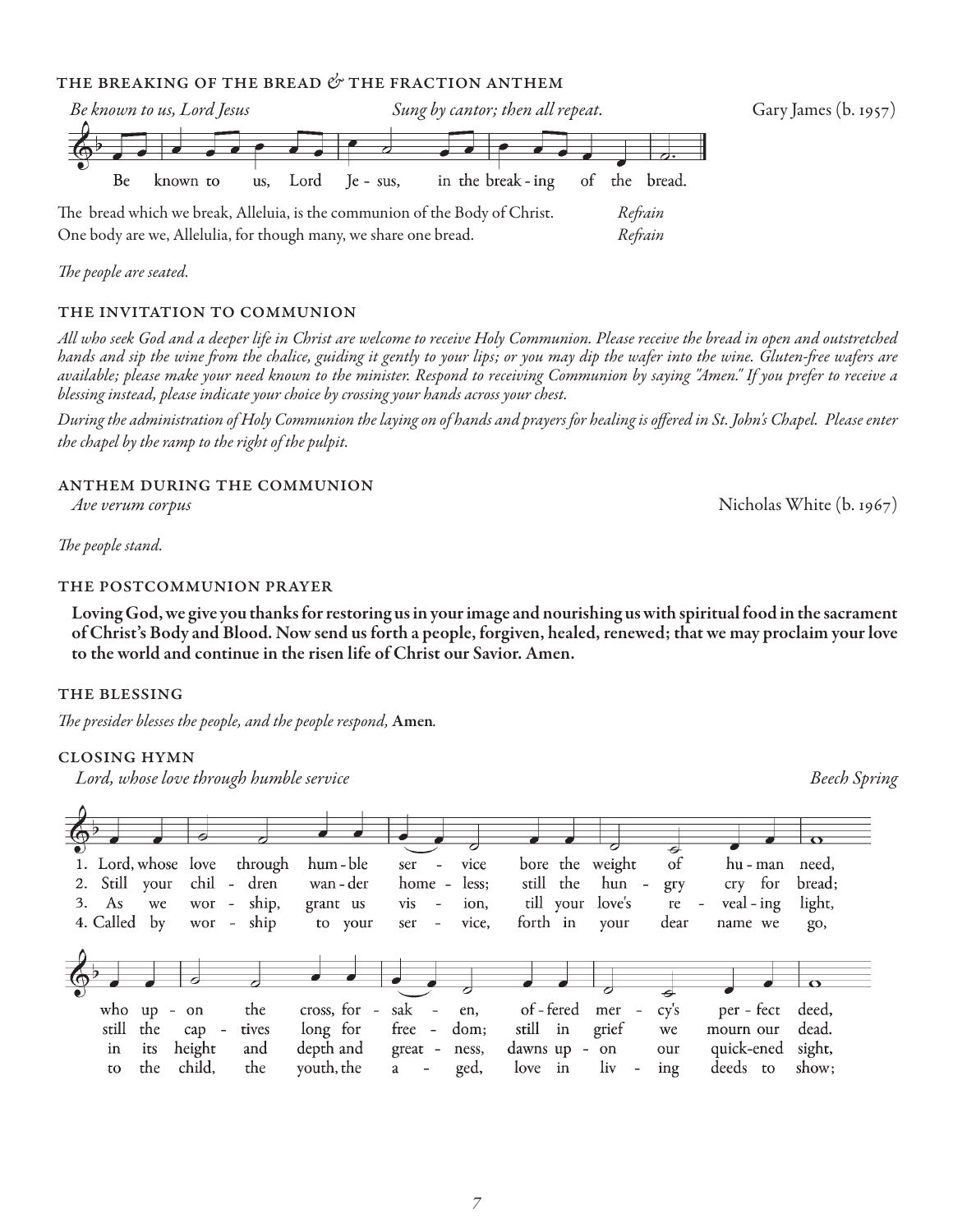### THE BREAKING OF THE BREAD & THE FRACTION ANTHEM

*Be known to us, Lord Jesus* *Sung by cantor; then all repeat.* Gary James (b. 1957)

Be known to us, Lord Je - sus, in the break - ing of the bread.

The bread which we break, Alleluia, is the communion of the Body of Christ. *Refrain*
One body are we, Allelulia, for though many, we share one bread. *Refrain*

*The people are seated.*

### THE INVITATION TO COMMUNION

*All who seek God and a deeper life in Christ are welcome to receive Holy Communion. Please receive the bread in open and outstretched hands and sip the wine from the chalice, guiding it gently to your lips; or you may dip the wafer into the wine. Gluten-free wafers are available; please make your need known to the minister. Respond to receiving Communion by saying "Amen." If you prefer to receive a blessing instead, please indicate your choice by crossing your hands across your chest.*

*During the administration of Holy Communion the laying on of hands and prayers for healing is offered in St. John's Chapel. Please enter the chapel by the ramp to the right of the pulpit.*

### ANTHEM DURING THE COMMUNION

*Ave verum corpus* Nicholas White (b. 1967)

*The people stand.*

### THE POSTCOMMUNION PRAYER

**Loving God, we give you thanks for restoring us in your image and nourishing us with spiritual food in the sacrament of Christ's Body and Blood. Now send us forth a people, forgiven, healed, renewed; that we may proclaim your love to the world and continue in the risen life of Christ our Savior. Amen.**

### THE BLESSING

*The presider blesses the people, and the people respond,* **Amen***.*

### CLOSING HYMN

*Lord, whose love through humble service* *Beech Spring*

1. Lord, whose love through hum - ble ser - vice bore the weight of hu - man need,
who up - on the cross, for - sak - en, of - fered mer - cy's per - fect deed,

2. Still your chil - dren wan - der home - less; still the hun - gry cry for bread;
still the cap - tives long for free - dom; still in grief we mourn our dead.

3. As we wor - ship, grant us vis - ion, till your love's re - veal - ing light,
in its height and depth and great - ness, dawns up - on our quick-ened sight,

4. Called by wor - ship to your ser - vice, forth in your dear name we go,
to the child, the youth, the a - ged, love in liv - ing deeds to show;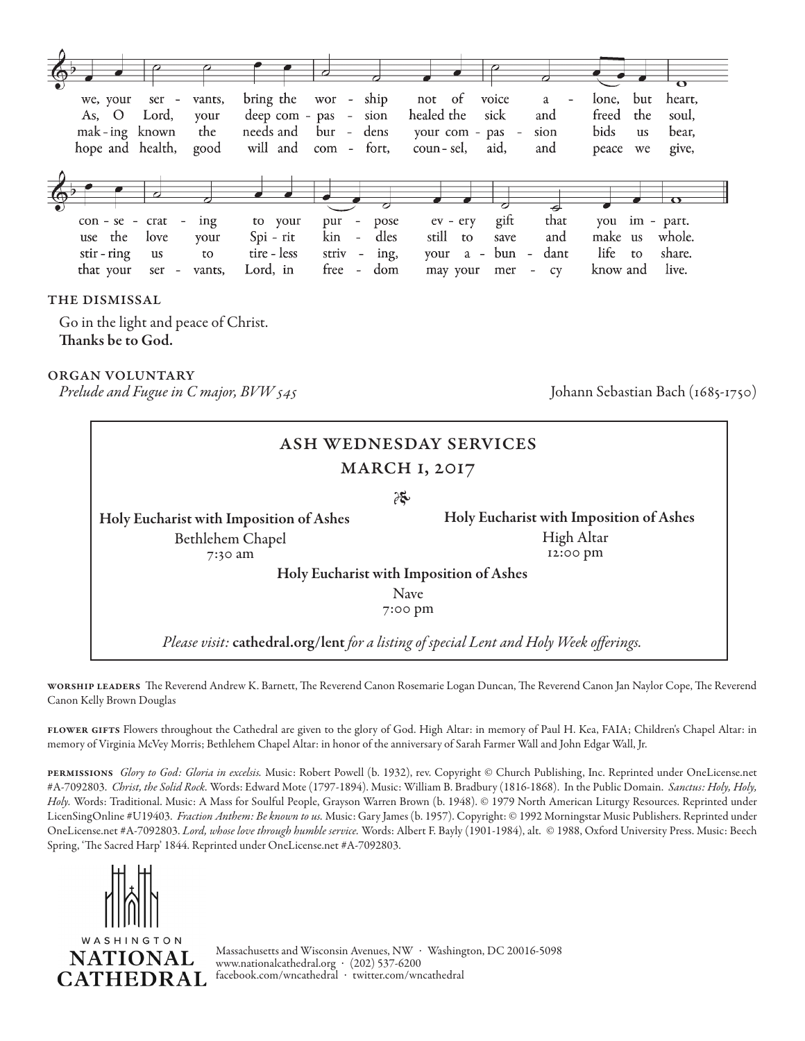we, your ser - vants, bring the wor - ship not of voice a - lone, but heart,
As, O Lord, your deep com - pas - sion healed the sick and freed the soul,
mak - ing known the needs and bur - dens your com - pas - sion bids us bear,
hope and health, good will and com - fort, coun - sel, aid, and peace we give,

con - se - crat - ing to your pur - pose ev - ery gift that you im - part.
use the love your Spi - rit kin - dles still to save and make us whole.
stir - ring us to tire - less striv - ing, your a - bun - dant life to share.
that your ser - vants, Lord, in free - dom may your mer - cy know and live.

## THE DISMISSAL

Go in the light and peace of Christ.
**Thanks be to God.**

## ORGAN VOLUNTARY

*Prelude and Fugue in C major, BVW 545* Johann Sebastian Bach (1685-1750)

## ASH WEDNESDAY SERVICES
## MARCH 1, 2017

**Holy Eucharist with Imposition of Ashes**
Bethlehem Chapel
7:30 am

**Holy Eucharist with Imposition of Ashes**
High Altar
12:00 pm

**Holy Eucharist with Imposition of Ashes**
Nave
7:00 pm

*Please visit:* **cathedral.org/lent** *for a listing of special Lent and Holy Week offerings.*

**WORSHIP LEADERS** The Reverend Andrew K. Barnett, The Reverend Canon Rosemarie Logan Duncan, The Reverend Canon Jan Naylor Cope, The Reverend Canon Kelly Brown Douglas

**FLOWER GIFTS** Flowers throughout the Cathedral are given to the glory of God. High Altar: in memory of Paul H. Kea, FAIA; Children's Chapel Altar: in memory of Virginia McVey Morris; Bethlehem Chapel Altar: in honor of the anniversary of Sarah Farmer Wall and John Edgar Wall, Jr.

**PERMISSIONS** *Glory to God: Gloria in excelsis.* Music: Robert Powell (b. 1932), rev. Copyright © Church Publishing, Inc. Reprinted under OneLicense.net #A-7092803. *Christ, the Solid Rock.* Words: Edward Mote (1797-1894). Music: William B. Bradbury (1816-1868). In the Public Domain. *Sanctus: Holy, Holy, Holy.* Words: Traditional. Music: A Mass for Soulful People, Grayson Warren Brown (b. 1948). © 1979 North American Liturgy Resources. Reprinted under LicenSingOnline #U19403. *Fraction Anthem: Be known to us.* Music: Gary James (b. 1957). Copyright: © 1992 Morningstar Music Publishers. Reprinted under OneLicense.net #A-7092803. *Lord, whose love through humble service.* Words: Albert F. Bayly (1901-1984), alt. © 1988, Oxford University Press. Music: Beech Spring, 'The Sacred Harp' 1844. Reprinted under OneLicense.net #A-7092803.

WASHINGTON NATIONAL CATHEDRAL

Massachusetts and Wisconsin Avenues, NW · Washington, DC 20016-5098
www.nationalcathedral.org · (202) 537-6200
facebook.com/wncathedral · twitter.com/wncathedral